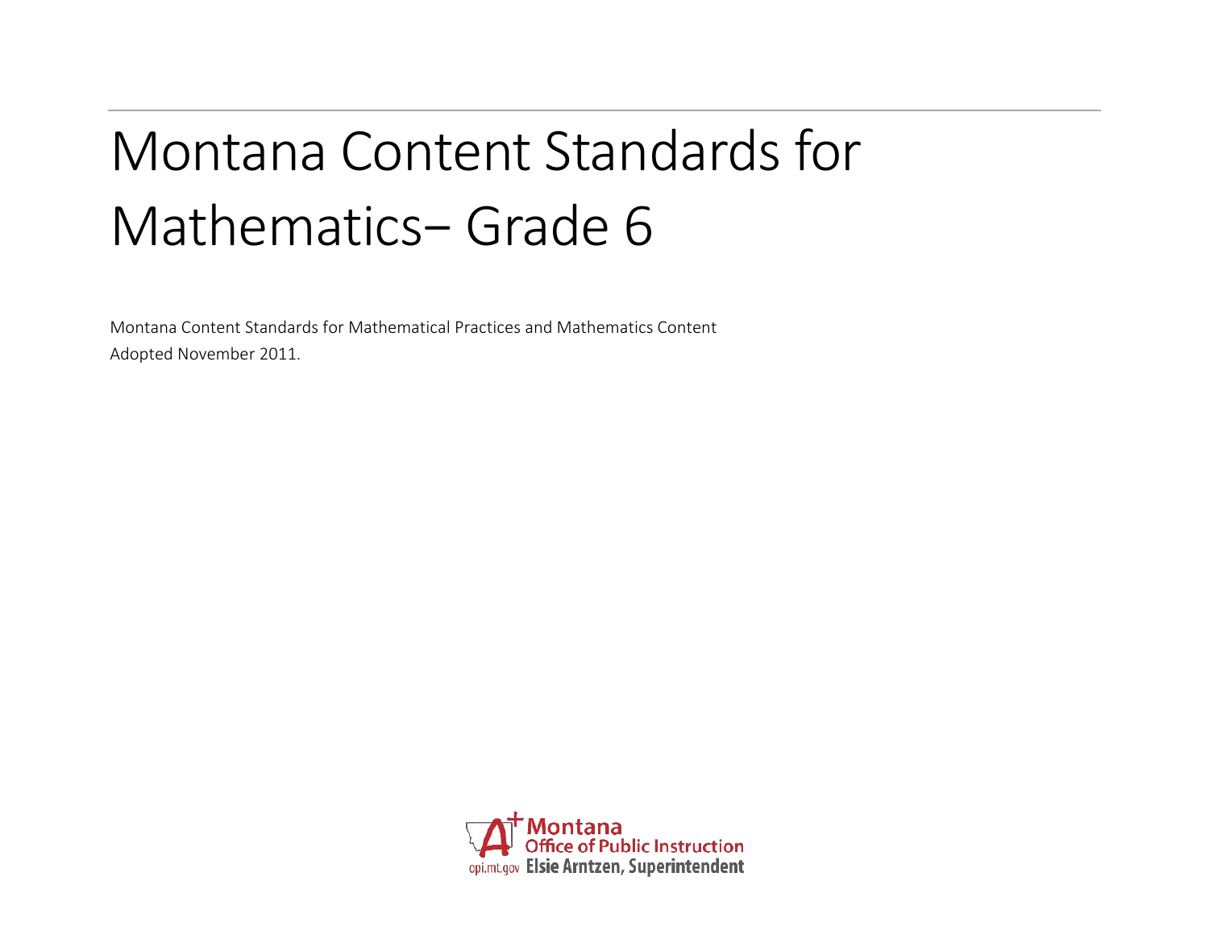# Montana Content Standards for Mathematics– Grade 6

Montana Content Standards for Mathematical Practices and Mathematics Content
Adopted November 2011.

Montana Office of Public Instruction
opi.mt.gov Elsie Arntzen, Superintendent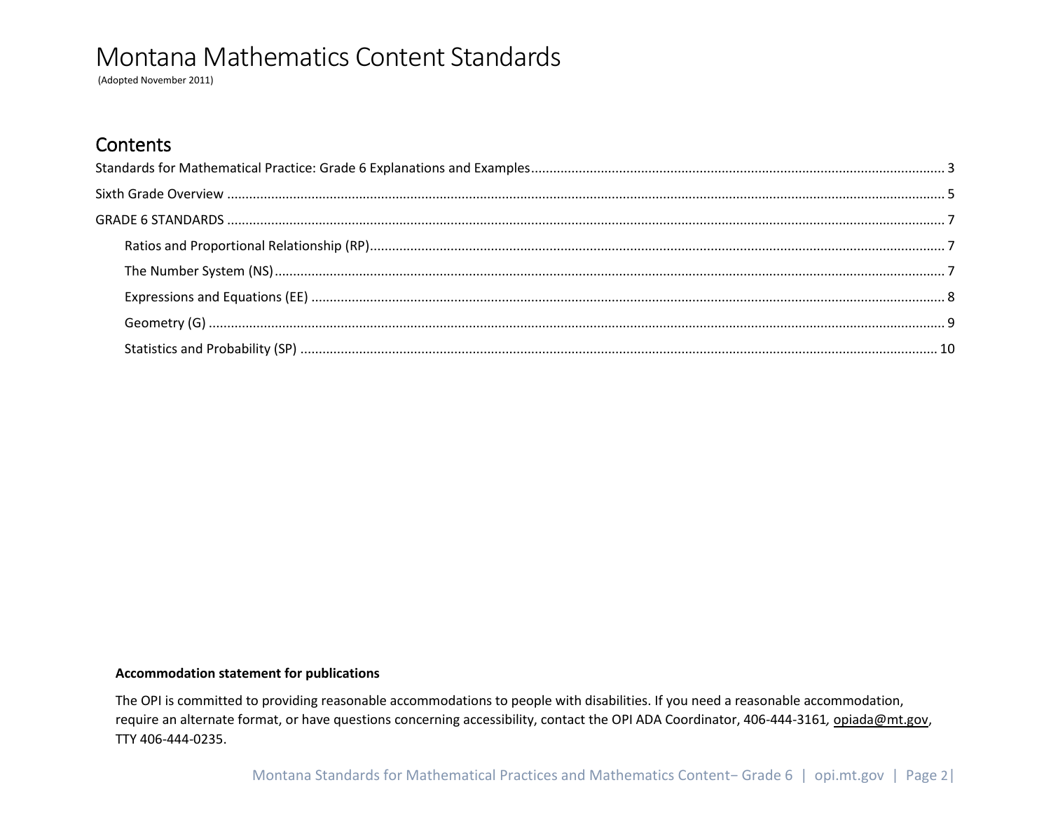# Montana Mathematics Content Standards

(Adopted November 2011)

## Contents

Standards for Mathematical Practice: Grade 6 Explanations and Examples ..... 3

Sixth Grade Overview ..... 5

GRADE 6 STANDARDS ..... 7

- Ratios and Proportional Relationship (RP) ..... 7
- The Number System (NS) ..... 7
- Expressions and Equations (EE) ..... 8
- Geometry (G) ..... 9
- Statistics and Probability (SP) ..... 10

**Accommodation statement for publications**

The OPI is committed to providing reasonable accommodations to people with disabilities. If you need a reasonable accommodation, require an alternate format, or have questions concerning accessibility, contact the OPI ADA Coordinator, 406-444-3161, opiada@mt.gov, TTY 406-444-0235.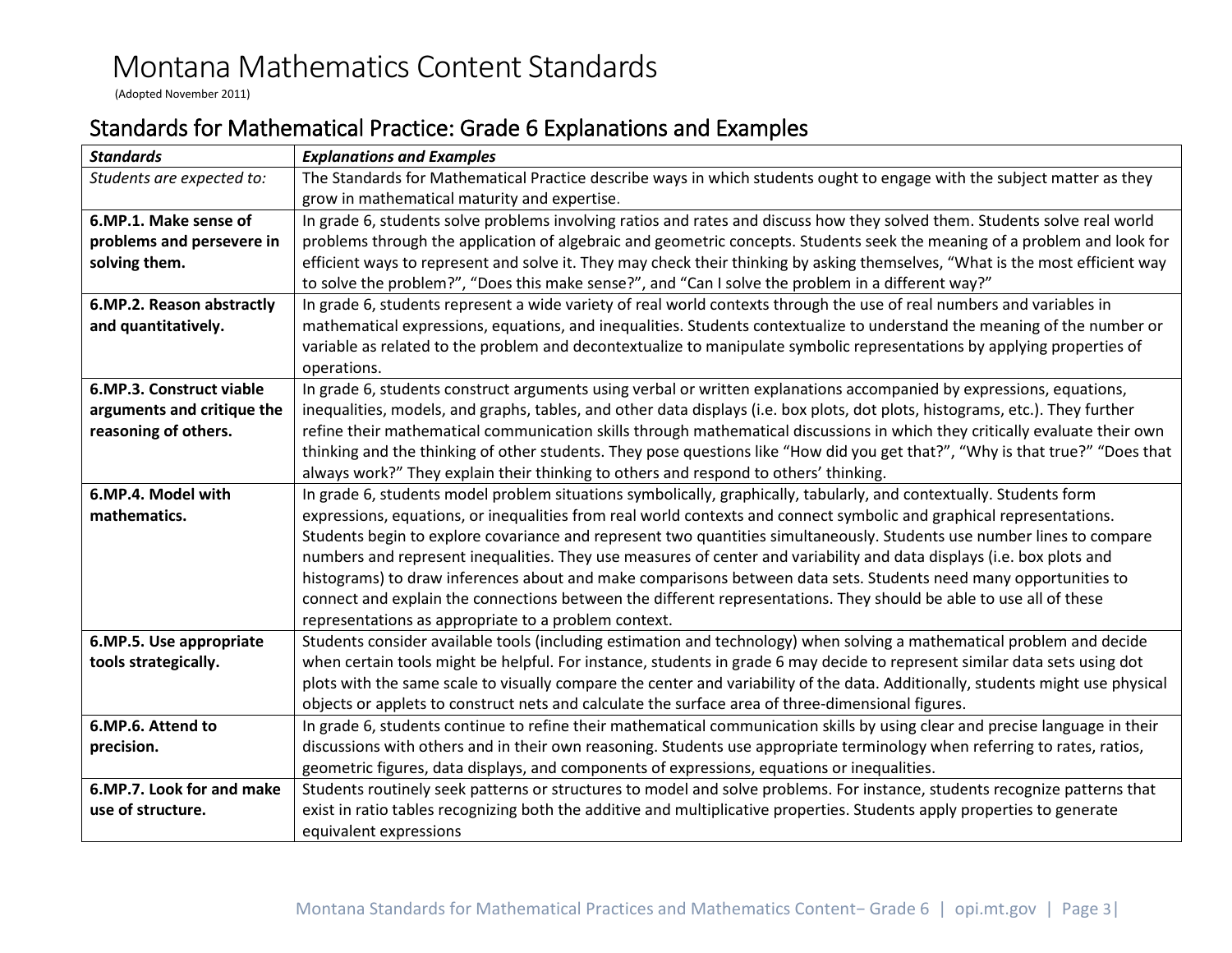# Montana Mathematics Content Standards

(Adopted November 2011)

## Standards for Mathematical Practice: Grade 6 Explanations and Examples

| ***Standards*** | ***Explanations and Examples*** |
|---|---|
| *Students are expected to:* | The Standards for Mathematical Practice describe ways in which students ought to engage with the subject matter as they grow in mathematical maturity and expertise. |
| **6.MP.1. Make sense of problems and persevere in solving them.** | In grade 6, students solve problems involving ratios and rates and discuss how they solved them. Students solve real world problems through the application of algebraic and geometric concepts. Students seek the meaning of a problem and look for efficient ways to represent and solve it. They may check their thinking by asking themselves, "What is the most efficient way to solve the problem?", "Does this make sense?", and "Can I solve the problem in a different way?" |
| **6.MP.2. Reason abstractly and quantitatively.** | In grade 6, students represent a wide variety of real world contexts through the use of real numbers and variables in mathematical expressions, equations, and inequalities. Students contextualize to understand the meaning of the number or variable as related to the problem and decontextualize to manipulate symbolic representations by applying properties of operations. |
| **6.MP.3. Construct viable arguments and critique the reasoning of others.** | In grade 6, students construct arguments using verbal or written explanations accompanied by expressions, equations, inequalities, models, and graphs, tables, and other data displays (i.e. box plots, dot plots, histograms, etc.). They further refine their mathematical communication skills through mathematical discussions in which they critically evaluate their own thinking and the thinking of other students. They pose questions like "How did you get that?", "Why is that true?" "Does that always work?" They explain their thinking to others and respond to others' thinking. |
| **6.MP.4. Model with mathematics.** | In grade 6, students model problem situations symbolically, graphically, tabularly, and contextually. Students form expressions, equations, or inequalities from real world contexts and connect symbolic and graphical representations. Students begin to explore covariance and represent two quantities simultaneously. Students use number lines to compare numbers and represent inequalities. They use measures of center and variability and data displays (i.e. box plots and histograms) to draw inferences about and make comparisons between data sets. Students need many opportunities to connect and explain the connections between the different representations. They should be able to use all of these representations as appropriate to a problem context. |
| **6.MP.5. Use appropriate tools strategically.** | Students consider available tools (including estimation and technology) when solving a mathematical problem and decide when certain tools might be helpful. For instance, students in grade 6 may decide to represent similar data sets using dot plots with the same scale to visually compare the center and variability of the data. Additionally, students might use physical objects or applets to construct nets and calculate the surface area of three-dimensional figures. |
| **6.MP.6. Attend to precision.** | In grade 6, students continue to refine their mathematical communication skills by using clear and precise language in their discussions with others and in their own reasoning. Students use appropriate terminology when referring to rates, ratios, geometric figures, data displays, and components of expressions, equations or inequalities. |
| **6.MP.7. Look for and make use of structure.** | Students routinely seek patterns or structures to model and solve problems. For instance, students recognize patterns that exist in ratio tables recognizing both the additive and multiplicative properties. Students apply properties to generate equivalent expressions |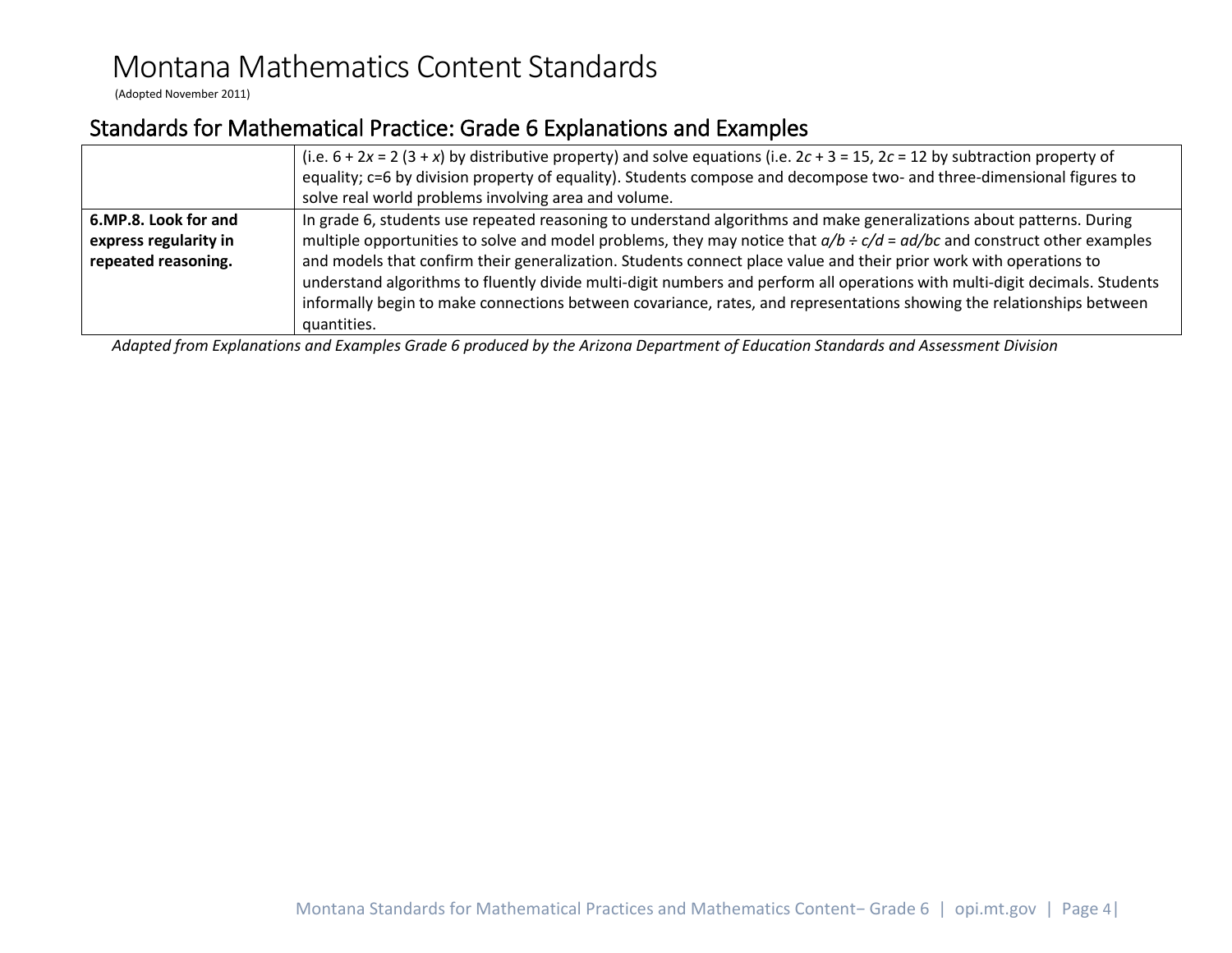# Montana Mathematics Content Standards

(Adopted November 2011)

## Standards for Mathematical Practice: Grade 6 Explanations and Examples

| | |
|---|---|
| | (i.e. $6 + 2x = 2(3 + x)$ by distributive property) and solve equations (i.e. $2c + 3 = 15$, $2c = 12$ by subtraction property of equality; $c=6$ by division property of equality). Students compose and decompose two- and three-dimensional figures to solve real world problems involving area and volume. |
| **6.MP.8. Look for and express regularity in repeated reasoning.** | In grade 6, students use repeated reasoning to understand algorithms and make generalizations about patterns. During multiple opportunities to solve and model problems, they may notice that $a/b \div c/d = ad/bc$ and construct other examples and models that confirm their generalization. Students connect place value and their prior work with operations to understand algorithms to fluently divide multi-digit numbers and perform all operations with multi-digit decimals. Students informally begin to make connections between covariance, rates, and representations showing the relationships between quantities. |

*Adapted from Explanations and Examples Grade 6 produced by the Arizona Department of Education Standards and Assessment Division*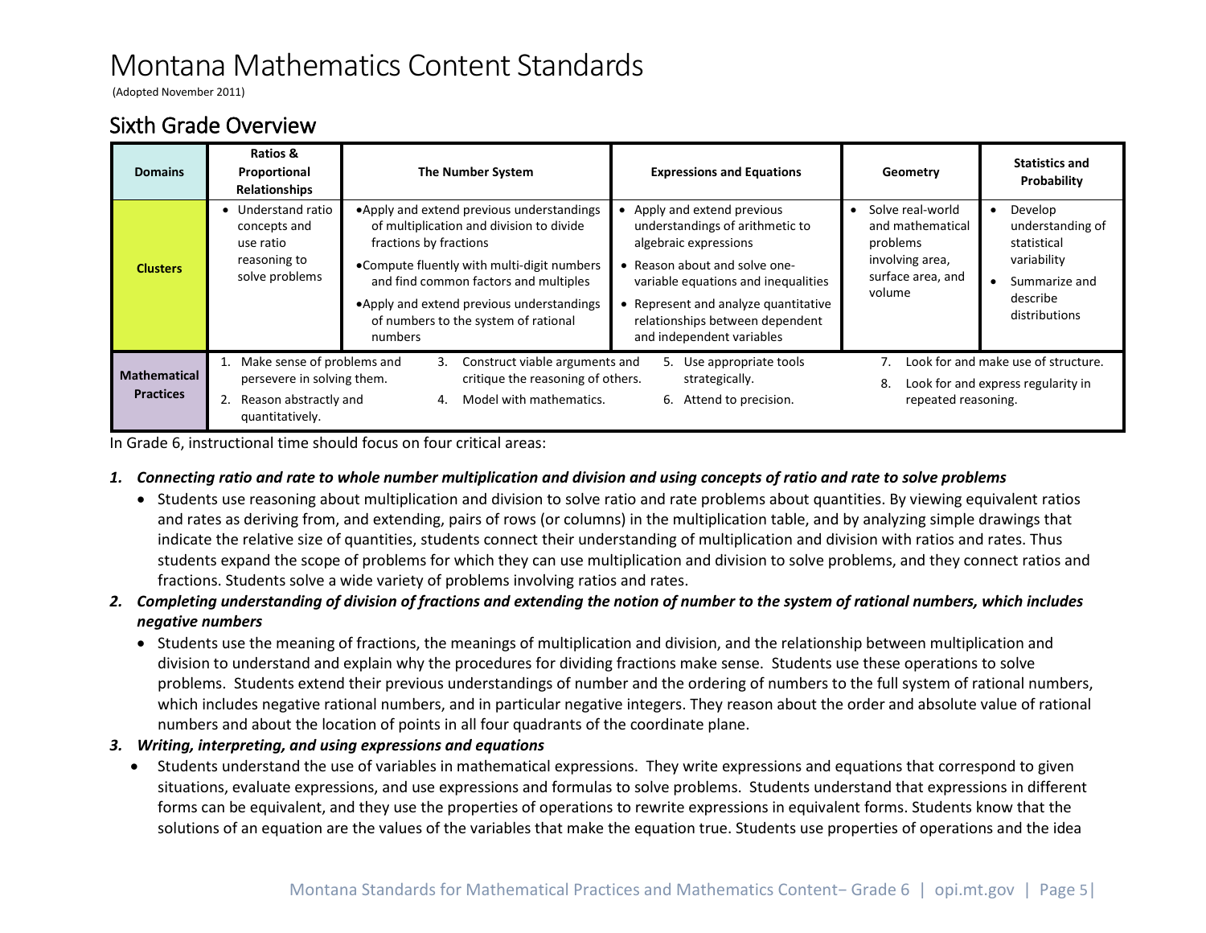# Montana Mathematics Content Standards

(Adopted November 2011)

## Sixth Grade Overview

| Domains | Ratios & Proportional Relationships | The Number System | Expressions and Equations | Geometry | Statistics and Probability |
|---|---|---|---|---|---|
| Clusters | • Understand ratio concepts and use ratio reasoning to solve problems | • Apply and extend previous understandings of multiplication and division to divide fractions by fractions<br>• Compute fluently with multi-digit numbers and find common factors and multiples<br>• Apply and extend previous understandings of numbers to the system of rational numbers | • Apply and extend previous understandings of arithmetic to algebraic expressions<br>• Reason about and solve one-variable equations and inequalities<br>• Represent and analyze quantitative relationships between dependent and independent variables | • Solve real-world and mathematical problems involving area, surface area, and volume | • Develop understanding of statistical variability<br>• Summarize and describe distributions |
| Mathematical Practices | 1. Make sense of problems and persevere in solving them.<br>2. Reason abstractly and quantitatively. | 3. Construct viable arguments and critique the reasoning of others.<br>4. Model with mathematics. | 5. Use appropriate tools strategically.<br>6. Attend to precision. | 7. Look for and make use of structure.<br>8. Look for and express regularity in repeated reasoning. | |

In Grade 6, instructional time should focus on four critical areas:

1. ***Connecting ratio and rate to whole number multiplication and division and using concepts of ratio and rate to solve problems***
   - Students use reasoning about multiplication and division to solve ratio and rate problems about quantities. By viewing equivalent ratios and rates as deriving from, and extending, pairs of rows (or columns) in the multiplication table, and by analyzing simple drawings that indicate the relative size of quantities, students connect their understanding of multiplication and division with ratios and rates. Thus students expand the scope of problems for which they can use multiplication and division to solve problems, and they connect ratios and fractions. Students solve a wide variety of problems involving ratios and rates.
2. ***Completing understanding of division of fractions and extending the notion of number to the system of rational numbers, which includes negative numbers***
   - Students use the meaning of fractions, the meanings of multiplication and division, and the relationship between multiplication and division to understand and explain why the procedures for dividing fractions make sense. Students use these operations to solve problems. Students extend their previous understandings of number and the ordering of numbers to the full system of rational numbers, which includes negative rational numbers, and in particular negative integers. They reason about the order and absolute value of rational numbers and about the location of points in all four quadrants of the coordinate plane.
3. ***Writing, interpreting, and using expressions and equations***
   - Students understand the use of variables in mathematical expressions. They write expressions and equations that correspond to given situations, evaluate expressions, and use expressions and formulas to solve problems. Students understand that expressions in different forms can be equivalent, and they use the properties of operations to rewrite expressions in equivalent forms. Students know that the solutions of an equation are the values of the variables that make the equation true. Students use properties of operations and the idea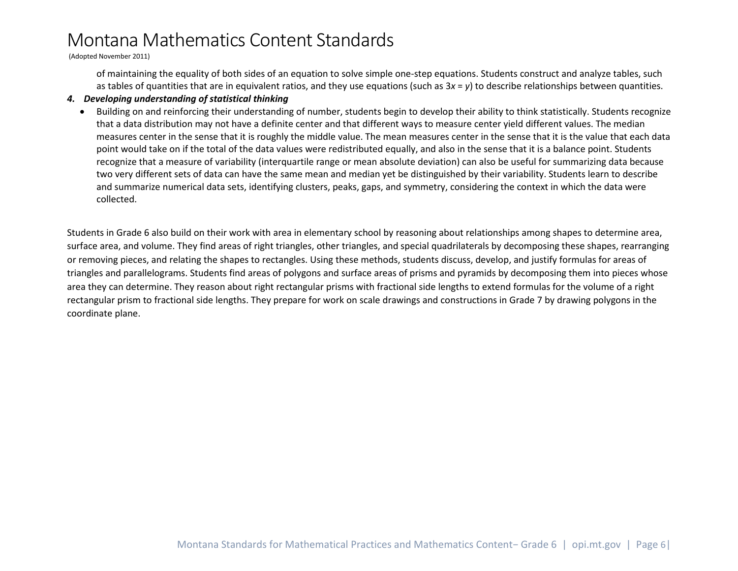of maintaining the equality of both sides of an equation to solve simple one-step equations. Students construct and analyze tables, such as tables of quantities that are in equivalent ratios, and they use equations (such as $3x = y$) to describe relationships between quantities.

4. ***Developing understanding of statistical thinking***
   - Building on and reinforcing their understanding of number, students begin to develop their ability to think statistically. Students recognize that a data distribution may not have a definite center and that different ways to measure center yield different values. The median measures center in the sense that it is roughly the middle value. The mean measures center in the sense that it is the value that each data point would take on if the total of the data values were redistributed equally, and also in the sense that it is a balance point. Students recognize that a measure of variability (interquartile range or mean absolute deviation) can also be useful for summarizing data because two very different sets of data can have the same mean and median yet be distinguished by their variability. Students learn to describe and summarize numerical data sets, identifying clusters, peaks, gaps, and symmetry, considering the context in which the data were collected.

Students in Grade 6 also build on their work with area in elementary school by reasoning about relationships among shapes to determine area, surface area, and volume. They find areas of right triangles, other triangles, and special quadrilaterals by decomposing these shapes, rearranging or removing pieces, and relating the shapes to rectangles. Using these methods, students discuss, develop, and justify formulas for areas of triangles and parallelograms. Students find areas of polygons and surface areas of prisms and pyramids by decomposing them into pieces whose area they can determine. They reason about right rectangular prisms with fractional side lengths to extend formulas for the volume of a right rectangular prism to fractional side lengths. They prepare for work on scale drawings and constructions in Grade 7 by drawing polygons in the coordinate plane.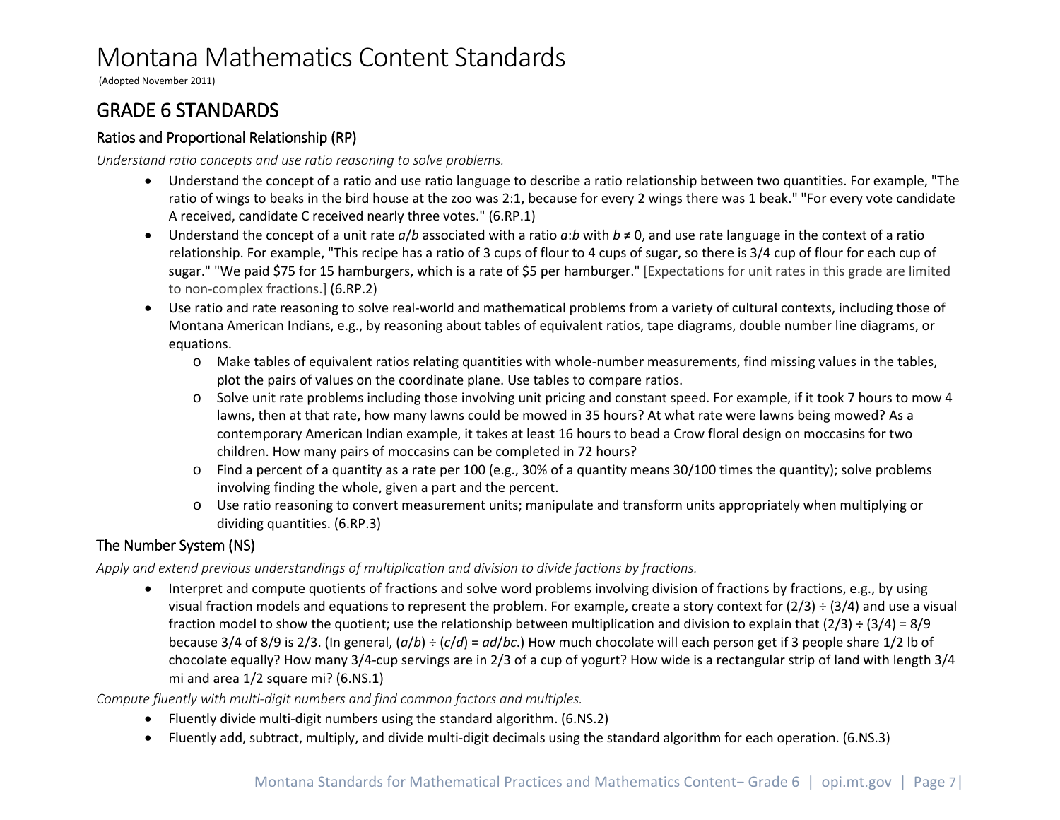# Montana Mathematics Content Standards

(Adopted November 2011)

## GRADE 6 STANDARDS

### Ratios and Proportional Relationship (RP)

*Understand ratio concepts and use ratio reasoning to solve problems.*

- Understand the concept of a ratio and use ratio language to describe a ratio relationship between two quantities. For example, "The ratio of wings to beaks in the bird house at the zoo was 2:1, because for every 2 wings there was 1 beak." "For every vote candidate A received, candidate C received nearly three votes." (6.RP.1)
- Understand the concept of a unit rate $a/b$ associated with a ratio $a{:}b$ with $b \neq 0$, and use rate language in the context of a ratio relationship. For example, "This recipe has a ratio of 3 cups of flour to 4 cups of sugar, so there is 3/4 cup of flour for each cup of sugar." "We paid $75 for 15 hamburgers, which is a rate of $5 per hamburger." [Expectations for unit rates in this grade are limited to non-complex fractions.] (6.RP.2)
- Use ratio and rate reasoning to solve real-world and mathematical problems from a variety of cultural contexts, including those of Montana American Indians, e.g., by reasoning about tables of equivalent ratios, tape diagrams, double number line diagrams, or equations.
  - Make tables of equivalent ratios relating quantities with whole-number measurements, find missing values in the tables, plot the pairs of values on the coordinate plane. Use tables to compare ratios.
  - Solve unit rate problems including those involving unit pricing and constant speed. For example, if it took 7 hours to mow 4 lawns, then at that rate, how many lawns could be mowed in 35 hours? At what rate were lawns being mowed? As a contemporary American Indian example, it takes at least 16 hours to bead a Crow floral design on moccasins for two children. How many pairs of moccasins can be completed in 72 hours?
  - Find a percent of a quantity as a rate per 100 (e.g., 30% of a quantity means 30/100 times the quantity); solve problems involving finding the whole, given a part and the percent.
  - Use ratio reasoning to convert measurement units; manipulate and transform units appropriately when multiplying or dividing quantities. (6.RP.3)

### The Number System (NS)

*Apply and extend previous understandings of multiplication and division to divide factions by fractions.*

- Interpret and compute quotients of fractions and solve word problems involving division of fractions by fractions, e.g., by using visual fraction models and equations to represent the problem. For example, create a story context for $(2/3) \div (3/4)$ and use a visual fraction model to show the quotient; use the relationship between multiplication and division to explain that $(2/3) \div (3/4) = 8/9$ because 3/4 of 8/9 is 2/3. (In general, $(a/b) \div (c/d) = ad/bc$.) How much chocolate will each person get if 3 people share 1/2 lb of chocolate equally? How many 3/4-cup servings are in 2/3 of a cup of yogurt? How wide is a rectangular strip of land with length 3/4 mi and area 1/2 square mi? (6.NS.1)

*Compute fluently with multi-digit numbers and find common factors and multiples.*

- Fluently divide multi-digit numbers using the standard algorithm. (6.NS.2)
- Fluently add, subtract, multiply, and divide multi-digit decimals using the standard algorithm for each operation. (6.NS.3)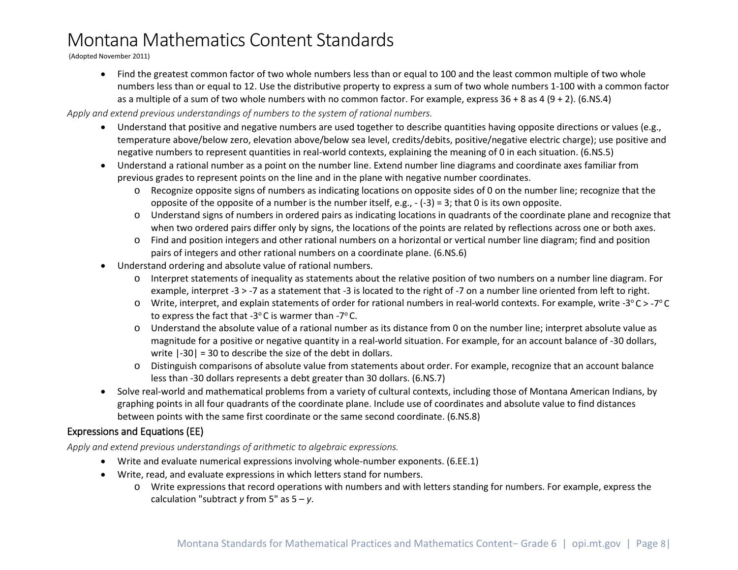- Find the greatest common factor of two whole numbers less than or equal to 100 and the least common multiple of two whole numbers less than or equal to 12. Use the distributive property to express a sum of two whole numbers 1-100 with a common factor as a multiple of a sum of two whole numbers with no common factor. For example, express 36 + 8 as 4 (9 + 2). (6.NS.4)

*Apply and extend previous understandings of numbers to the system of rational numbers.*

- Understand that positive and negative numbers are used together to describe quantities having opposite directions or values (e.g., temperature above/below zero, elevation above/below sea level, credits/debits, positive/negative electric charge); use positive and negative numbers to represent quantities in real-world contexts, explaining the meaning of 0 in each situation. (6.NS.5)
- Understand a rational number as a point on the number line. Extend number line diagrams and coordinate axes familiar from previous grades to represent points on the line and in the plane with negative number coordinates.
    - Recognize opposite signs of numbers as indicating locations on opposite sides of 0 on the number line; recognize that the opposite of the opposite of a number is the number itself, e.g., - (-3) = 3; that 0 is its own opposite.
    - Understand signs of numbers in ordered pairs as indicating locations in quadrants of the coordinate plane and recognize that when two ordered pairs differ only by signs, the locations of the points are related by reflections across one or both axes.
    - Find and position integers and other rational numbers on a horizontal or vertical number line diagram; find and position pairs of integers and other rational numbers on a coordinate plane. (6.NS.6)
- Understand ordering and absolute value of rational numbers.
    - Interpret statements of inequality as statements about the relative position of two numbers on a number line diagram. For example, interpret -3 > -7 as a statement that -3 is located to the right of -7 on a number line oriented from left to right.
    - Write, interpret, and explain statements of order for rational numbers in real-world contexts. For example, write $-3^{o}$ C > $-7^{o}$ C to express the fact that $-3^{o}$ C is warmer than $-7^{o}$ C.
    - Understand the absolute value of a rational number as its distance from 0 on the number line; interpret absolute value as magnitude for a positive or negative quantity in a real-world situation. For example, for an account balance of -30 dollars, write |-30| = 30 to describe the size of the debt in dollars.
    - Distinguish comparisons of absolute value from statements about order. For example, recognize that an account balance less than -30 dollars represents a debt greater than 30 dollars. (6.NS.7)
- Solve real-world and mathematical problems from a variety of cultural contexts, including those of Montana American Indians, by graphing points in all four quadrants of the coordinate plane. Include use of coordinates and absolute value to find distances between points with the same first coordinate or the same second coordinate. (6.NS.8)

## Expressions and Equations (EE)

*Apply and extend previous understandings of arithmetic to algebraic expressions.*

- Write and evaluate numerical expressions involving whole-number exponents. (6.EE.1)
- Write, read, and evaluate expressions in which letters stand for numbers.
    - Write expressions that record operations with numbers and with letters standing for numbers. For example, express the calculation "subtract *y* from 5" as 5 – *y*.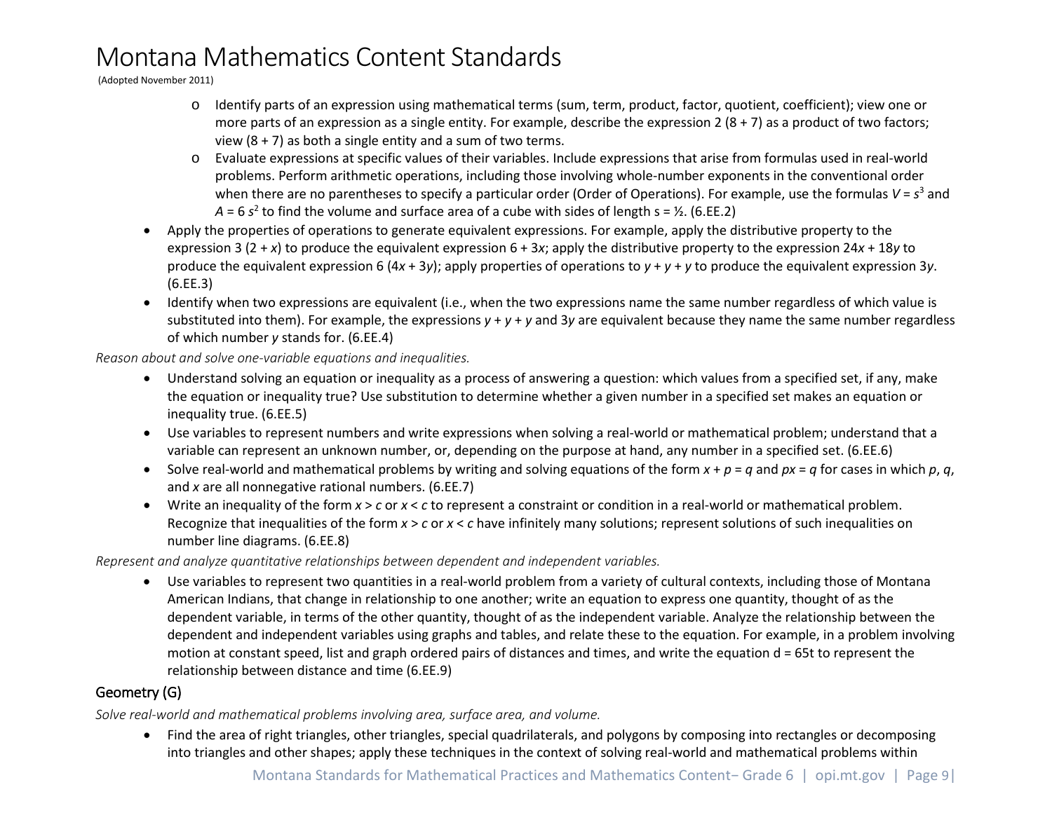- Identify parts of an expression using mathematical terms (sum, term, product, factor, quotient, coefficient); view one or more parts of an expression as a single entity. For example, describe the expression 2 (8 + 7) as a product of two factors; view (8 + 7) as both a single entity and a sum of two terms.
- Evaluate expressions at specific values of their variables. Include expressions that arise from formulas used in real-world problems. Perform arithmetic operations, including those involving whole-number exponents in the conventional order when there are no parentheses to specify a particular order (Order of Operations). For example, use the formulas $V = s^3$ and $A = 6\,s^2$ to find the volume and surface area of a cube with sides of length s = ½. (6.EE.2)

- Apply the properties of operations to generate equivalent expressions. For example, apply the distributive property to the expression 3 (2 + *x*) to produce the equivalent expression 6 + 3*x*; apply the distributive property to the expression 24*x* + 18*y* to produce the equivalent expression 6 (4*x* + 3*y*); apply properties of operations to *y* + *y* + *y* to produce the equivalent expression 3*y*. (6.EE.3)
- Identify when two expressions are equivalent (i.e., when the two expressions name the same number regardless of which value is substituted into them). For example, the expressions *y* + *y* + *y* and 3*y* are equivalent because they name the same number regardless of which number *y* stands for. (6.EE.4)

*Reason about and solve one-variable equations and inequalities.*

- Understand solving an equation or inequality as a process of answering a question: which values from a specified set, if any, make the equation or inequality true? Use substitution to determine whether a given number in a specified set makes an equation or inequality true. (6.EE.5)
- Use variables to represent numbers and write expressions when solving a real-world or mathematical problem; understand that a variable can represent an unknown number, or, depending on the purpose at hand, any number in a specified set. (6.EE.6)
- Solve real-world and mathematical problems by writing and solving equations of the form $x + p = q$ and $px = q$ for cases in which $p$, $q$, and $x$ are all nonnegative rational numbers. (6.EE.7)
- Write an inequality of the form $x > c$ or $x < c$ to represent a constraint or condition in a real-world or mathematical problem. Recognize that inequalities of the form $x > c$ or $x < c$ have infinitely many solutions; represent solutions of such inequalities on number line diagrams. (6.EE.8)

*Represent and analyze quantitative relationships between dependent and independent variables.*

- Use variables to represent two quantities in a real-world problem from a variety of cultural contexts, including those of Montana American Indians, that change in relationship to one another; write an equation to express one quantity, thought of as the dependent variable, in terms of the other quantity, thought of as the independent variable. Analyze the relationship between the dependent and independent variables using graphs and tables, and relate these to the equation. For example, in a problem involving motion at constant speed, list and graph ordered pairs of distances and times, and write the equation $d = 65t$ to represent the relationship between distance and time (6.EE.9)

## Geometry (G)

*Solve real-world and mathematical problems involving area, surface area, and volume.*

- Find the area of right triangles, other triangles, special quadrilaterals, and polygons by composing into rectangles or decomposing into triangles and other shapes; apply these techniques in the context of solving real-world and mathematical problems within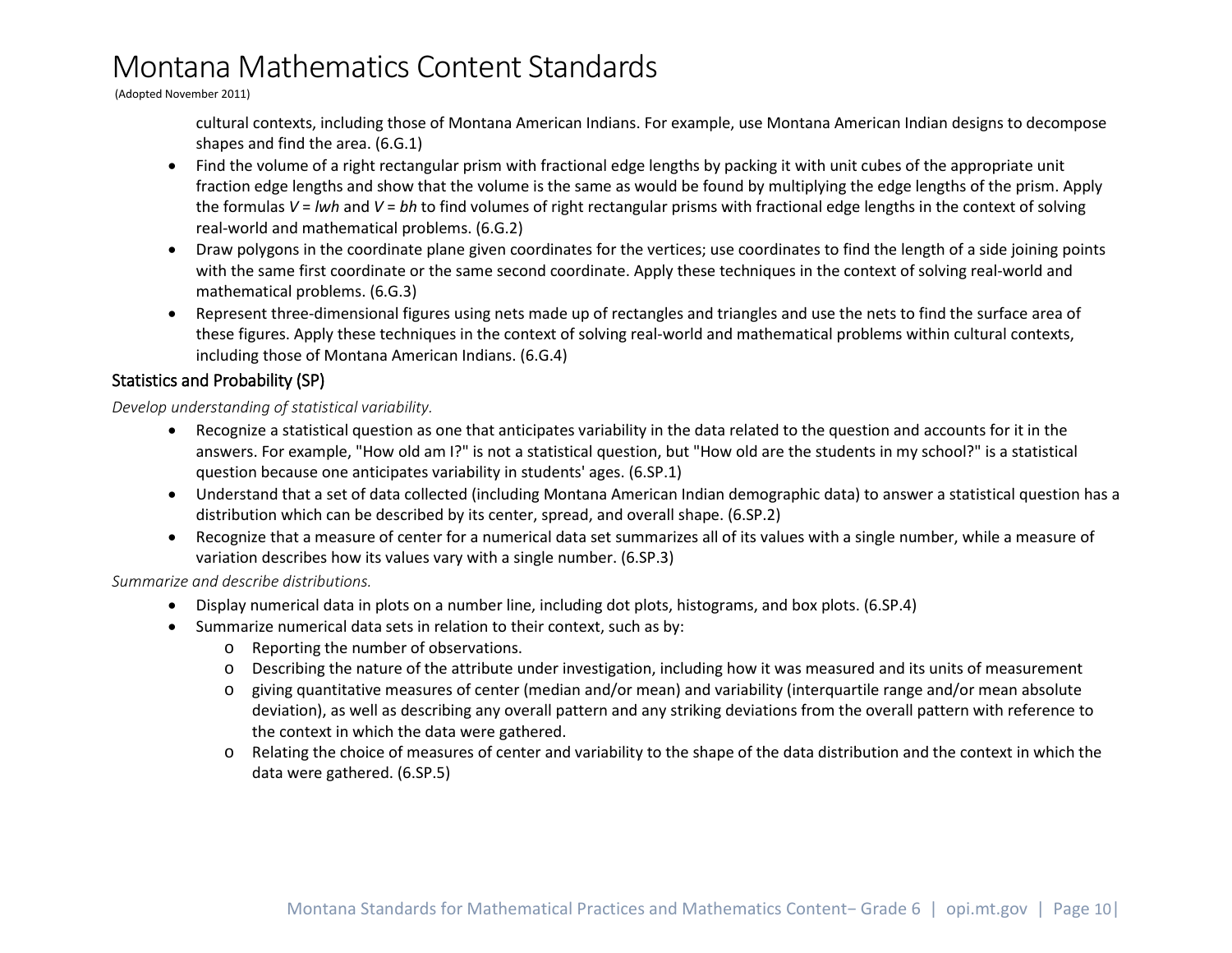cultural contexts, including those of Montana American Indians. For example, use Montana American Indian designs to decompose shapes and find the area. (6.G.1)

- Find the volume of a right rectangular prism with fractional edge lengths by packing it with unit cubes of the appropriate unit fraction edge lengths and show that the volume is the same as would be found by multiplying the edge lengths of the prism. Apply the formulas $V = lwh$ and $V = bh$ to find volumes of right rectangular prisms with fractional edge lengths in the context of solving real-world and mathematical problems. (6.G.2)
- Draw polygons in the coordinate plane given coordinates for the vertices; use coordinates to find the length of a side joining points with the same first coordinate or the same second coordinate. Apply these techniques in the context of solving real-world and mathematical problems. (6.G.3)
- Represent three-dimensional figures using nets made up of rectangles and triangles and use the nets to find the surface area of these figures. Apply these techniques in the context of solving real-world and mathematical problems within cultural contexts, including those of Montana American Indians. (6.G.4)

## Statistics and Probability (SP)

*Develop understanding of statistical variability.*

- Recognize a statistical question as one that anticipates variability in the data related to the question and accounts for it in the answers. For example, "How old am I?" is not a statistical question, but "How old are the students in my school?" is a statistical question because one anticipates variability in students' ages. (6.SP.1)
- Understand that a set of data collected (including Montana American Indian demographic data) to answer a statistical question has a distribution which can be described by its center, spread, and overall shape. (6.SP.2)
- Recognize that a measure of center for a numerical data set summarizes all of its values with a single number, while a measure of variation describes how its values vary with a single number. (6.SP.3)

*Summarize and describe distributions.*

- Display numerical data in plots on a number line, including dot plots, histograms, and box plots. (6.SP.4)
- Summarize numerical data sets in relation to their context, such as by:
  - Reporting the number of observations.
  - Describing the nature of the attribute under investigation, including how it was measured and its units of measurement
  - giving quantitative measures of center (median and/or mean) and variability (interquartile range and/or mean absolute deviation), as well as describing any overall pattern and any striking deviations from the overall pattern with reference to the context in which the data were gathered.
  - Relating the choice of measures of center and variability to the shape of the data distribution and the context in which the data were gathered. (6.SP.5)